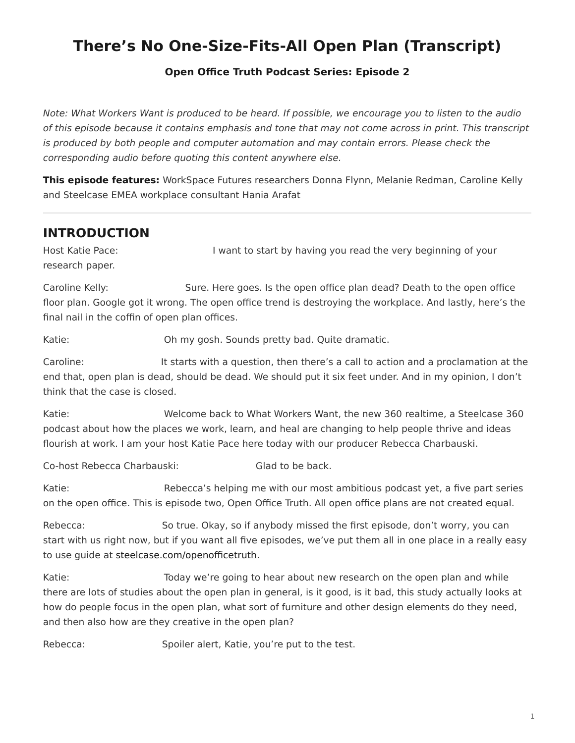# There's No One-Size-Fits-All Open Plan (Transcript)

**Open Office Truth Podcast Series: Episode 2**

*Note: What Workers Want is produced to be heard. If possible, we encourage you to listen to the audio of this episode because it contains emphasis and tone that may not come across in print. This transcript is produced by both people and computer automation and may contain errors. Please check the corresponding audio before quoting this content anywhere else.*

**This episode features:** WorkSpace Futures researchers Donna Flynn, Melanie Redman, Caroline Kelly and Steelcase EMEA workplace consultant Hania Arafat

---

## INTRODUCTION

Host Katie Pace: I want to start by having you read the very beginning of your research paper.

Caroline Kelly: Sure. Here goes. Is the open office plan dead? Death to the open office floor plan. Google got it wrong. The open office trend is destroying the workplace. And lastly, here's the final nail in the coffin of open plan offices.

Katie: Oh my gosh. Sounds pretty bad. Quite dramatic.

Caroline: It starts with a question, then there's a call to action and a proclamation at the end that, open plan is dead, should be dead. We should put it six feet under. And in my opinion, I don't think that the case is closed.

Katie: Welcome back to What Workers Want, the new 360 realtime, a Steelcase 360 podcast about how the places we work, learn, and heal are changing to help people thrive and ideas flourish at work. I am your host Katie Pace here today with our producer Rebecca Charbauski.

Co-host Rebecca Charbauski: Glad to be back.

Katie: Rebecca's helping me with our most ambitious podcast yet, a five part series on the open office. This is episode two, Open Office Truth. All open office plans are not created equal.

Rebecca: So true. Okay, so if anybody missed the first episode, don't worry, you can start with us right now, but if you want all five episodes, we've put them all in one place in a really easy to use guide at steelcase.com/openofficetruth.

Katie: Today we're going to hear about new research on the open plan and while there are lots of studies about the open plan in general, is it good, is it bad, this study actually looks at how do people focus in the open plan, what sort of furniture and other design elements do they need, and then also how are they creative in the open plan?

Rebecca: Spoiler alert, Katie, you're put to the test.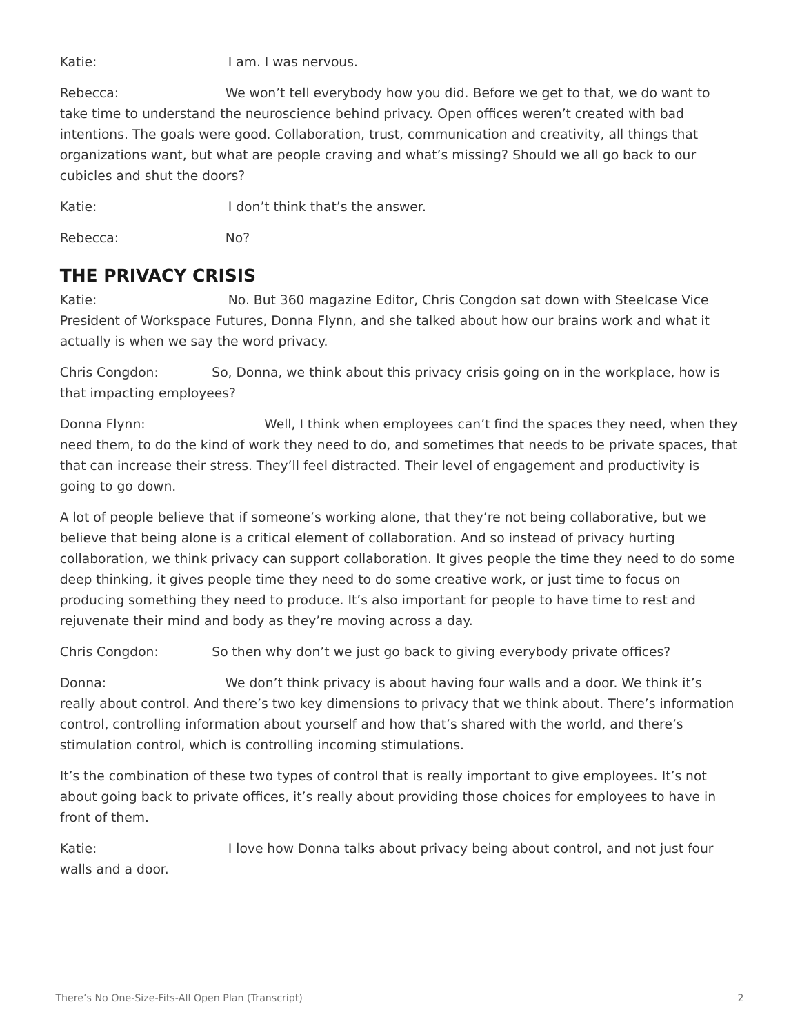Katie: I am. I was nervous.

Rebecca: We won't tell everybody how you did. Before we get to that, we do want to take time to understand the neuroscience behind privacy. Open offices weren't created with bad intentions. The goals were good. Collaboration, trust, communication and creativity, all things that organizations want, but what are people craving and what's missing? Should we all go back to our cubicles and shut the doors?

Katie: I don't think that's the answer.

Rebecca: No?

## THE PRIVACY CRISIS

Katie: No. But 360 magazine Editor, Chris Congdon sat down with Steelcase Vice President of Workspace Futures, Donna Flynn, and she talked about how our brains work and what it actually is when we say the word privacy.

Chris Congdon: So, Donna, we think about this privacy crisis going on in the workplace, how is that impacting employees?

Donna Flynn: Well, I think when employees can't find the spaces they need, when they need them, to do the kind of work they need to do, and sometimes that needs to be private spaces, that that can increase their stress. They'll feel distracted. Their level of engagement and productivity is going to go down.

A lot of people believe that if someone's working alone, that they're not being collaborative, but we believe that being alone is a critical element of collaboration. And so instead of privacy hurting collaboration, we think privacy can support collaboration. It gives people the time they need to do some deep thinking, it gives people time they need to do some creative work, or just time to focus on producing something they need to produce. It's also important for people to have time to rest and rejuvenate their mind and body as they're moving across a day.

Chris Congdon: So then why don't we just go back to giving everybody private offices?

Donna: We don't think privacy is about having four walls and a door. We think it's really about control. And there's two key dimensions to privacy that we think about. There's information control, controlling information about yourself and how that's shared with the world, and there's stimulation control, which is controlling incoming stimulations.

It's the combination of these two types of control that is really important to give employees. It's not about going back to private offices, it's really about providing those choices for employees to have in front of them.

Katie: I love how Donna talks about privacy being about control, and not just four walls and a door.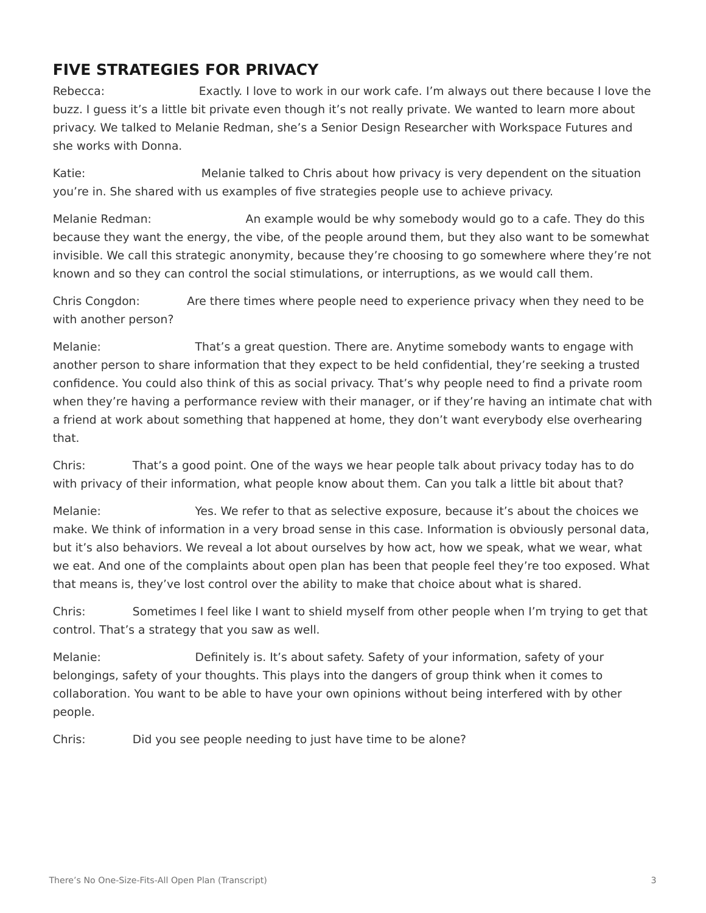## FIVE STRATEGIES FOR PRIVACY

Rebecca: Exactly. I love to work in our work cafe. I'm always out there because I love the buzz. I guess it's a little bit private even though it's not really private. We wanted to learn more about privacy. We talked to Melanie Redman, she's a Senior Design Researcher with Workspace Futures and she works with Donna.

Katie: Melanie talked to Chris about how privacy is very dependent on the situation you're in. She shared with us examples of five strategies people use to achieve privacy.

Melanie Redman: An example would be why somebody would go to a cafe. They do this because they want the energy, the vibe, of the people around them, but they also want to be somewhat invisible. We call this strategic anonymity, because they're choosing to go somewhere where they're not known and so they can control the social stimulations, or interruptions, as we would call them.

Chris Congdon: Are there times where people need to experience privacy when they need to be with another person?

Melanie: That's a great question. There are. Anytime somebody wants to engage with another person to share information that they expect to be held confidential, they're seeking a trusted confidence. You could also think of this as social privacy. That's why people need to find a private room when they're having a performance review with their manager, or if they're having an intimate chat with a friend at work about something that happened at home, they don't want everybody else overhearing that.

Chris: That's a good point. One of the ways we hear people talk about privacy today has to do with privacy of their information, what people know about them. Can you talk a little bit about that?

Melanie: Yes. We refer to that as selective exposure, because it's about the choices we make. We think of information in a very broad sense in this case. Information is obviously personal data, but it's also behaviors. We reveal a lot about ourselves by how act, how we speak, what we wear, what we eat. And one of the complaints about open plan has been that people feel they're too exposed. What that means is, they've lost control over the ability to make that choice about what is shared.

Chris: Sometimes I feel like I want to shield myself from other people when I'm trying to get that control. That's a strategy that you saw as well.

Melanie: Definitely is. It's about safety. Safety of your information, safety of your belongings, safety of your thoughts. This plays into the dangers of group think when it comes to collaboration. You want to be able to have your own opinions without being interfered with by other people.

Chris: Did you see people needing to just have time to be alone?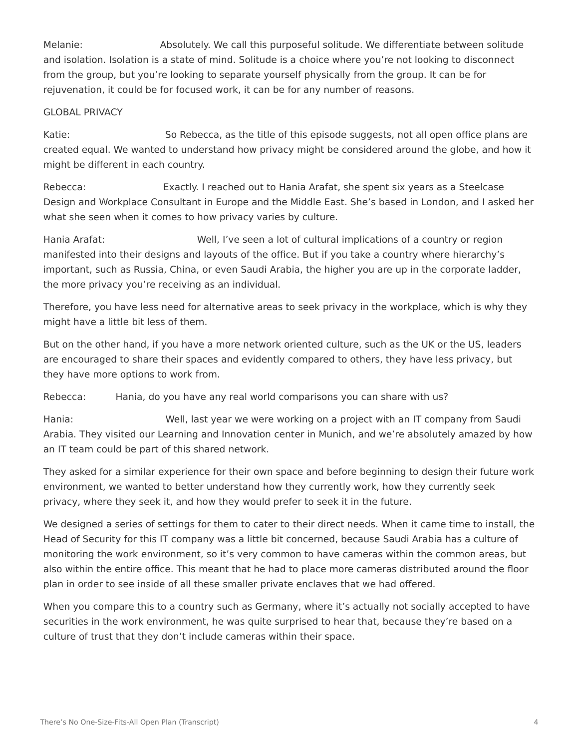Melanie: Absolutely. We call this purposeful solitude. We differentiate between solitude and isolation. Isolation is a state of mind. Solitude is a choice where you're not looking to disconnect from the group, but you're looking to separate yourself physically from the group. It can be for rejuvenation, it could be for focused work, it can be for any number of reasons.

GLOBAL PRIVACY

Katie: So Rebecca, as the title of this episode suggests, not all open office plans are created equal. We wanted to understand how privacy might be considered around the globe, and how it might be different in each country.

Rebecca: Exactly. I reached out to Hania Arafat, she spent six years as a Steelcase Design and Workplace Consultant in Europe and the Middle East. She's based in London, and I asked her what she seen when it comes to how privacy varies by culture.

Hania Arafat: Well, I've seen a lot of cultural implications of a country or region manifested into their designs and layouts of the office. But if you take a country where hierarchy's important, such as Russia, China, or even Saudi Arabia, the higher you are up in the corporate ladder, the more privacy you're receiving as an individual.

Therefore, you have less need for alternative areas to seek privacy in the workplace, which is why they might have a little bit less of them.

But on the other hand, if you have a more network oriented culture, such as the UK or the US, leaders are encouraged to share their spaces and evidently compared to others, they have less privacy, but they have more options to work from.

Rebecca: Hania, do you have any real world comparisons you can share with us?

Hania: Well, last year we were working on a project with an IT company from Saudi Arabia. They visited our Learning and Innovation center in Munich, and we're absolutely amazed by how an IT team could be part of this shared network.

They asked for a similar experience for their own space and before beginning to design their future work environment, we wanted to better understand how they currently work, how they currently seek privacy, where they seek it, and how they would prefer to seek it in the future.

We designed a series of settings for them to cater to their direct needs. When it came time to install, the Head of Security for this IT company was a little bit concerned, because Saudi Arabia has a culture of monitoring the work environment, so it's very common to have cameras within the common areas, but also within the entire office. This meant that he had to place more cameras distributed around the floor plan in order to see inside of all these smaller private enclaves that we had offered.

When you compare this to a country such as Germany, where it's actually not socially accepted to have securities in the work environment, he was quite surprised to hear that, because they're based on a culture of trust that they don't include cameras within their space.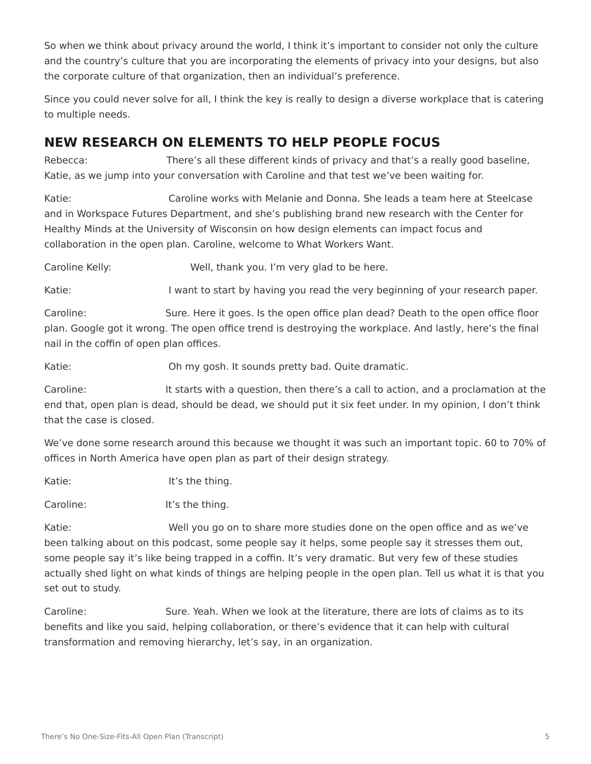So when we think about privacy around the world, I think it's important to consider not only the culture and the country's culture that you are incorporating the elements of privacy into your designs, but also the corporate culture of that organization, then an individual's preference.

Since you could never solve for all, I think the key is really to design a diverse workplace that is catering to multiple needs.

## NEW RESEARCH ON ELEMENTS TO HELP PEOPLE FOCUS

Rebecca: There's all these different kinds of privacy and that's a really good baseline, Katie, as we jump into your conversation with Caroline and that test we've been waiting for.

Katie: Caroline works with Melanie and Donna. She leads a team here at Steelcase and in Workspace Futures Department, and she's publishing brand new research with the Center for Healthy Minds at the University of Wisconsin on how design elements can impact focus and collaboration in the open plan. Caroline, welcome to What Workers Want.

Caroline Kelly: Well, thank you. I'm very glad to be here.

Katie: I want to start by having you read the very beginning of your research paper.

Caroline: Sure. Here it goes. Is the open office plan dead? Death to the open office floor plan. Google got it wrong. The open office trend is destroying the workplace. And lastly, here's the final nail in the coffin of open plan offices.

Katie: Oh my gosh. It sounds pretty bad. Quite dramatic.

Caroline: It starts with a question, then there's a call to action, and a proclamation at the end that, open plan is dead, should be dead, we should put it six feet under. In my opinion, I don't think that the case is closed.

We've done some research around this because we thought it was such an important topic. 60 to 70% of offices in North America have open plan as part of their design strategy.

Katie: It's the thing.

Caroline: It's the thing.

Katie: Well you go on to share more studies done on the open office and as we've been talking about on this podcast, some people say it helps, some people say it stresses them out, some people say it's like being trapped in a coffin. It's very dramatic. But very few of these studies actually shed light on what kinds of things are helping people in the open plan. Tell us what it is that you set out to study.

Caroline: Sure. Yeah. When we look at the literature, there are lots of claims as to its benefits and like you said, helping collaboration, or there's evidence that it can help with cultural transformation and removing hierarchy, let's say, in an organization.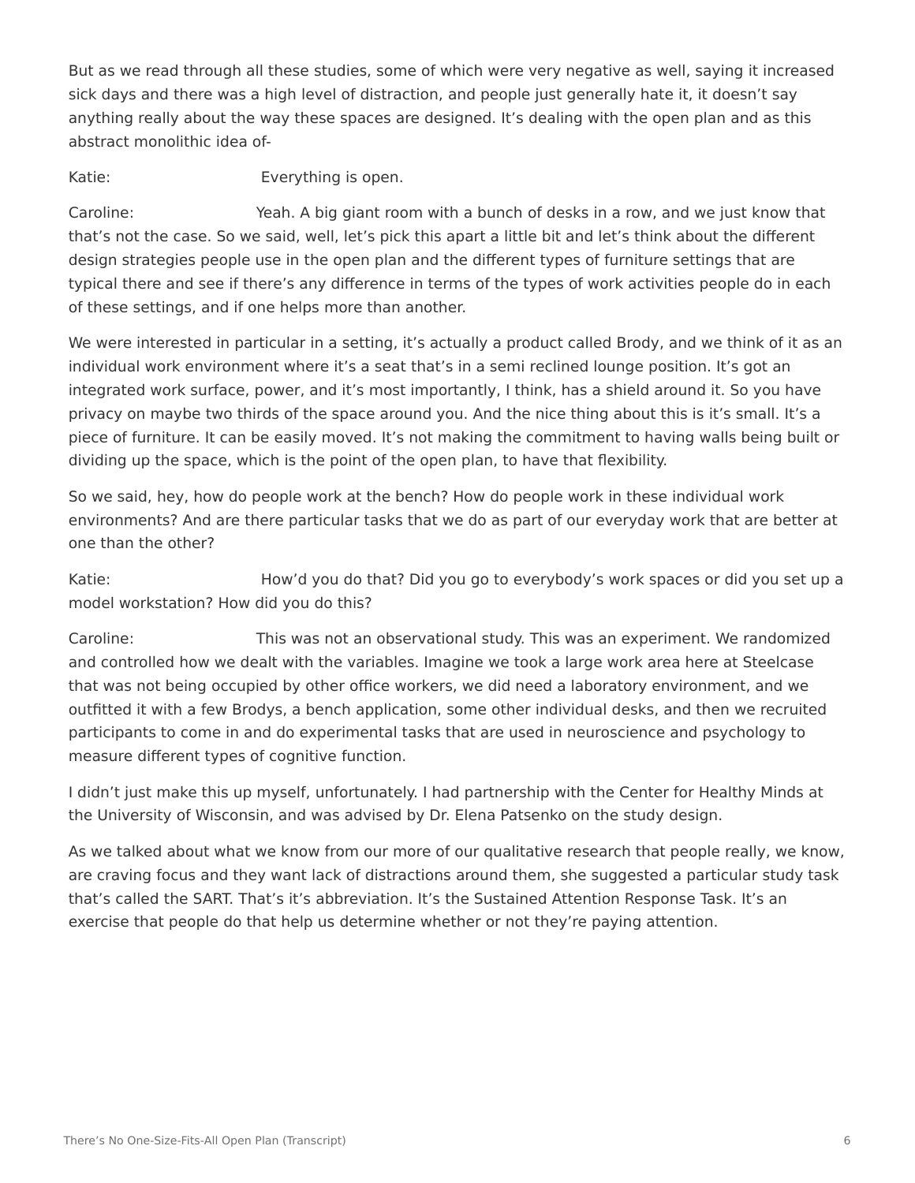But as we read through all these studies, some of which were very negative as well, saying it increased sick days and there was a high level of distraction, and people just generally hate it, it doesn't say anything really about the way these spaces are designed. It's dealing with the open plan and as this abstract monolithic idea of-

Katie: Everything is open.

Caroline: Yeah. A big giant room with a bunch of desks in a row, and we just know that that's not the case. So we said, well, let's pick this apart a little bit and let's think about the different design strategies people use in the open plan and the different types of furniture settings that are typical there and see if there's any difference in terms of the types of work activities people do in each of these settings, and if one helps more than another.

We were interested in particular in a setting, it's actually a product called Brody, and we think of it as an individual work environment where it's a seat that's in a semi reclined lounge position. It's got an integrated work surface, power, and it's most importantly, I think, has a shield around it. So you have privacy on maybe two thirds of the space around you. And the nice thing about this is it's small. It's a piece of furniture. It can be easily moved. It's not making the commitment to having walls being built or dividing up the space, which is the point of the open plan, to have that flexibility.

So we said, hey, how do people work at the bench? How do people work in these individual work environments? And are there particular tasks that we do as part of our everyday work that are better at one than the other?

Katie: How'd you do that? Did you go to everybody's work spaces or did you set up a model workstation? How did you do this?

Caroline: This was not an observational study. This was an experiment. We randomized and controlled how we dealt with the variables. Imagine we took a large work area here at Steelcase that was not being occupied by other office workers, we did need a laboratory environment, and we outfitted it with a few Brodys, a bench application, some other individual desks, and then we recruited participants to come in and do experimental tasks that are used in neuroscience and psychology to measure different types of cognitive function.

I didn't just make this up myself, unfortunately. I had partnership with the Center for Healthy Minds at the University of Wisconsin, and was advised by Dr. Elena Patsenko on the study design.

As we talked about what we know from our more of our qualitative research that people really, we know, are craving focus and they want lack of distractions around them, she suggested a particular study task that's called the SART. That's it's abbreviation. It's the Sustained Attention Response Task. It's an exercise that people do that help us determine whether or not they're paying attention.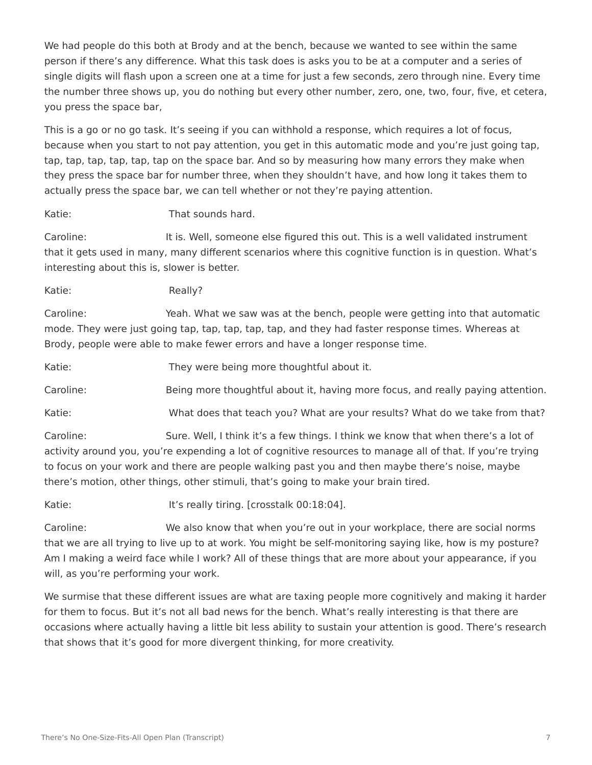We had people do this both at Brody and at the bench, because we wanted to see within the same person if there's any difference. What this task does is asks you to be at a computer and a series of single digits will flash upon a screen one at a time for just a few seconds, zero through nine. Every time the number three shows up, you do nothing but every other number, zero, one, two, four, five, et cetera, you press the space bar,

This is a go or no go task. It's seeing if you can withhold a response, which requires a lot of focus, because when you start to not pay attention, you get in this automatic mode and you're just going tap, tap, tap, tap, tap, tap, tap on the space bar. And so by measuring how many errors they make when they press the space bar for number three, when they shouldn't have, and how long it takes them to actually press the space bar, we can tell whether or not they're paying attention.

Katie: That sounds hard.

Caroline: It is. Well, someone else figured this out. This is a well validated instrument that it gets used in many, many different scenarios where this cognitive function is in question. What's interesting about this is, slower is better.

Katie: Really?

Caroline: Yeah. What we saw was at the bench, people were getting into that automatic mode. They were just going tap, tap, tap, tap, tap, and they had faster response times. Whereas at Brody, people were able to make fewer errors and have a longer response time.

Katie: They were being more thoughtful about it.

Caroline: Being more thoughtful about it, having more focus, and really paying attention.

Katie: What does that teach you? What are your results? What do we take from that?

Caroline: Sure. Well, I think it's a few things. I think we know that when there's a lot of activity around you, you're expending a lot of cognitive resources to manage all of that. If you're trying to focus on your work and there are people walking past you and then maybe there's noise, maybe there's motion, other things, other stimuli, that's going to make your brain tired.

Katie: It's really tiring. [crosstalk 00:18:04].

Caroline: We also know that when you're out in your workplace, there are social norms that we are all trying to live up to at work. You might be self-monitoring saying like, how is my posture? Am I making a weird face while I work? All of these things that are more about your appearance, if you will, as you're performing your work.

We surmise that these different issues are what are taxing people more cognitively and making it harder for them to focus. But it's not all bad news for the bench. What's really interesting is that there are occasions where actually having a little bit less ability to sustain your attention is good. There's research that shows that it's good for more divergent thinking, for more creativity.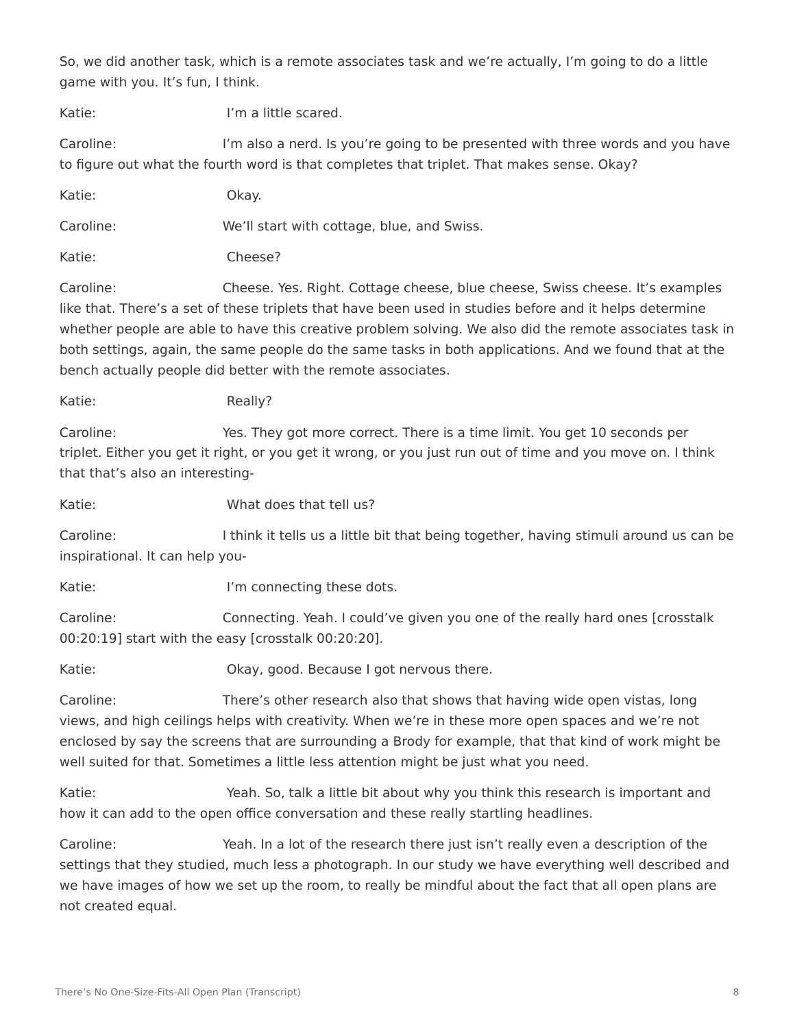So, we did another task, which is a remote associates task and we're actually, I'm going to do a little game with you. It's fun, I think.

Katie: I'm a little scared.

Caroline: I'm also a nerd. Is you're going to be presented with three words and you have to figure out what the fourth word is that completes that triplet. That makes sense. Okay?

Katie: Okay.

Caroline: We'll start with cottage, blue, and Swiss.

Katie: Cheese?

Caroline: Cheese. Yes. Right. Cottage cheese, blue cheese, Swiss cheese. It's examples like that. There's a set of these triplets that have been used in studies before and it helps determine whether people are able to have this creative problem solving. We also did the remote associates task in both settings, again, the same people do the same tasks in both applications. And we found that at the bench actually people did better with the remote associates.

Katie: Really?

Caroline: Yes. They got more correct. There is a time limit. You get 10 seconds per triplet. Either you get it right, or you get it wrong, or you just run out of time and you move on. I think that that's also an interesting-

Katie: What does that tell us?

Caroline: I think it tells us a little bit that being together, having stimuli around us can be inspirational. It can help you-

Katie: I'm connecting these dots.

Caroline: Connecting. Yeah. I could've given you one of the really hard ones [crosstalk 00:20:19] start with the easy [crosstalk 00:20:20].

Katie: Okay, good. Because I got nervous there.

Caroline: There's other research also that shows that having wide open vistas, long views, and high ceilings helps with creativity. When we're in these more open spaces and we're not enclosed by say the screens that are surrounding a Brody for example, that that kind of work might be well suited for that. Sometimes a little less attention might be just what you need.

Katie: Yeah. So, talk a little bit about why you think this research is important and how it can add to the open office conversation and these really startling headlines.

Caroline: Yeah. In a lot of the research there just isn't really even a description of the settings that they studied, much less a photograph. In our study we have everything well described and we have images of how we set up the room, to really be mindful about the fact that all open plans are not created equal.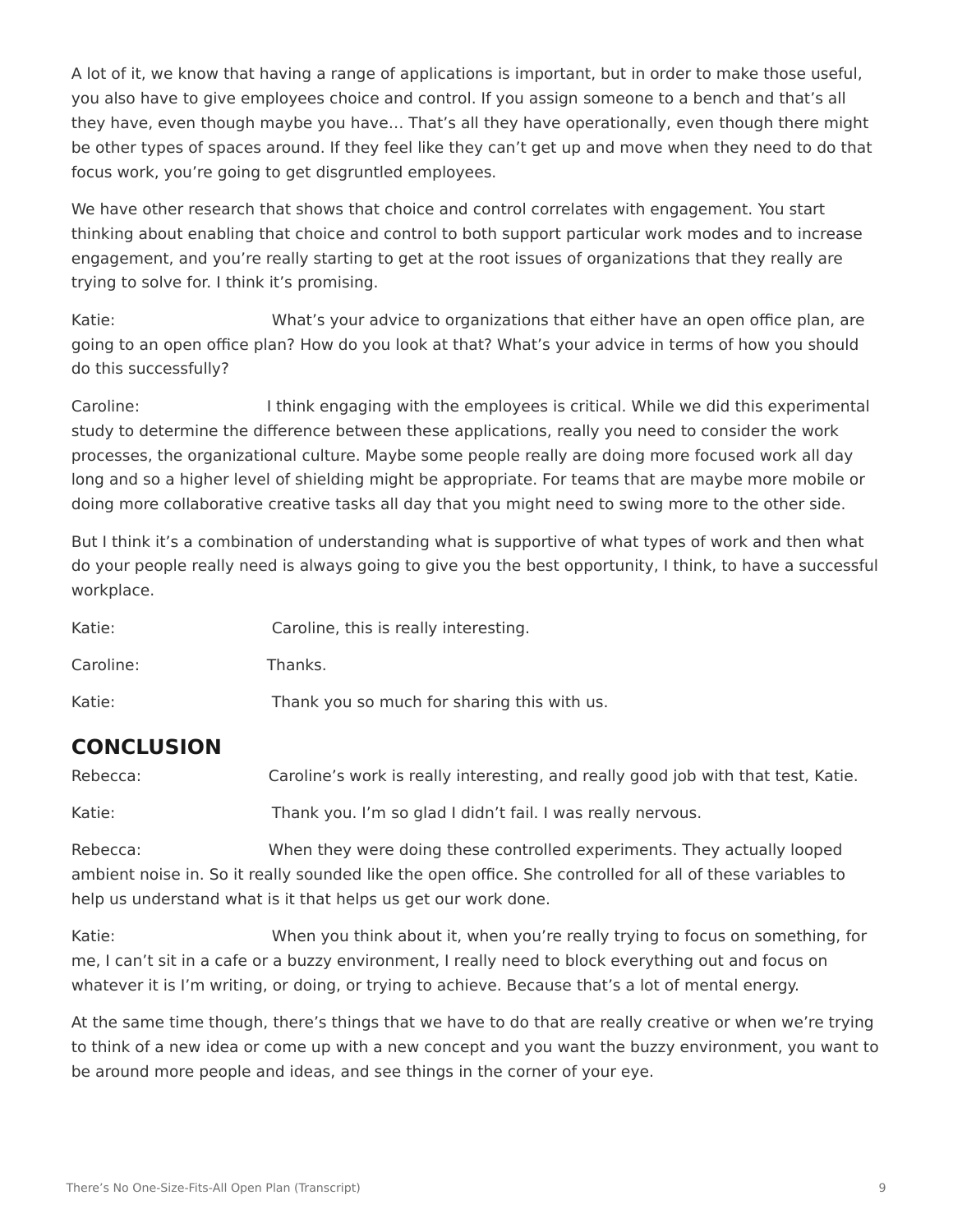A lot of it, we know that having a range of applications is important, but in order to make those useful, you also have to give employees choice and control. If you assign someone to a bench and that's all they have, even though maybe you have… That's all they have operationally, even though there might be other types of spaces around. If they feel like they can't get up and move when they need to do that focus work, you're going to get disgruntled employees.

We have other research that shows that choice and control correlates with engagement. You start thinking about enabling that choice and control to both support particular work modes and to increase engagement, and you're really starting to get at the root issues of organizations that they really are trying to solve for. I think it's promising.

Katie: What's your advice to organizations that either have an open office plan, are going to an open office plan? How do you look at that? What's your advice in terms of how you should do this successfully?

Caroline: I think engaging with the employees is critical. While we did this experimental study to determine the difference between these applications, really you need to consider the work processes, the organizational culture. Maybe some people really are doing more focused work all day long and so a higher level of shielding might be appropriate. For teams that are maybe more mobile or doing more collaborative creative tasks all day that you might need to swing more to the other side.

But I think it's a combination of understanding what is supportive of what types of work and then what do your people really need is always going to give you the best opportunity, I think, to have a successful workplace.

Katie: Caroline, this is really interesting.

Caroline: Thanks.

Katie: Thank you so much for sharing this with us.

## CONCLUSION

Rebecca: Caroline's work is really interesting, and really good job with that test, Katie.

Katie: Thank you. I'm so glad I didn't fail. I was really nervous.

Rebecca: When they were doing these controlled experiments. They actually looped ambient noise in. So it really sounded like the open office. She controlled for all of these variables to help us understand what is it that helps us get our work done.

Katie: When you think about it, when you're really trying to focus on something, for me, I can't sit in a cafe or a buzzy environment, I really need to block everything out and focus on whatever it is I'm writing, or doing, or trying to achieve. Because that's a lot of mental energy.

At the same time though, there's things that we have to do that are really creative or when we're trying to think of a new idea or come up with a new concept and you want the buzzy environment, you want to be around more people and ideas, and see things in the corner of your eye.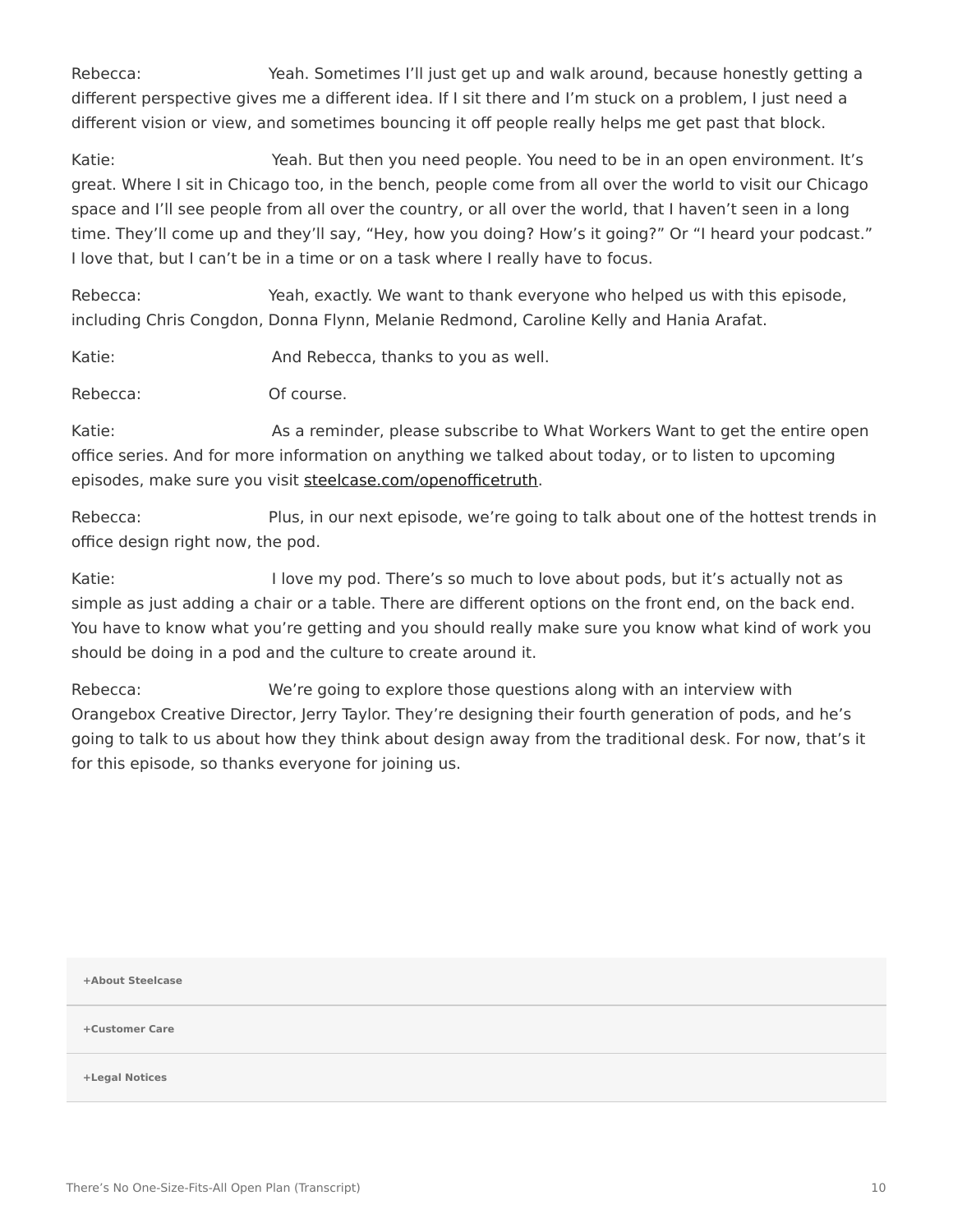Rebecca: Yeah. Sometimes I'll just get up and walk around, because honestly getting a different perspective gives me a different idea. If I sit there and I'm stuck on a problem, I just need a different vision or view, and sometimes bouncing it off people really helps me get past that block.

Katie: Yeah. But then you need people. You need to be in an open environment. It's great. Where I sit in Chicago too, in the bench, people come from all over the world to visit our Chicago space and I'll see people from all over the country, or all over the world, that I haven't seen in a long time. They'll come up and they'll say, "Hey, how you doing? How's it going?" Or "I heard your podcast." I love that, but I can't be in a time or on a task where I really have to focus.

Rebecca: Yeah, exactly. We want to thank everyone who helped us with this episode, including Chris Congdon, Donna Flynn, Melanie Redmond, Caroline Kelly and Hania Arafat.

Katie: And Rebecca, thanks to you as well.

Rebecca: Of course.

Katie: As a reminder, please subscribe to What Workers Want to get the entire open office series. And for more information on anything we talked about today, or to listen to upcoming episodes, make sure you visit steelcase.com/openofficetruth.

Rebecca: Plus, in our next episode, we're going to talk about one of the hottest trends in office design right now, the pod.

Katie: I love my pod. There's so much to love about pods, but it's actually not as simple as just adding a chair or a table. There are different options on the front end, on the back end. You have to know what you're getting and you should really make sure you know what kind of work you should be doing in a pod and the culture to create around it.

Rebecca: We're going to explore those questions along with an interview with Orangebox Creative Director, Jerry Taylor. They're designing their fourth generation of pods, and he's going to talk to us about how they think about design away from the traditional desk. For now, that's it for this episode, so thanks everyone for joining us.

**+About Steelcase**

**+Customer Care**

**+Legal Notices**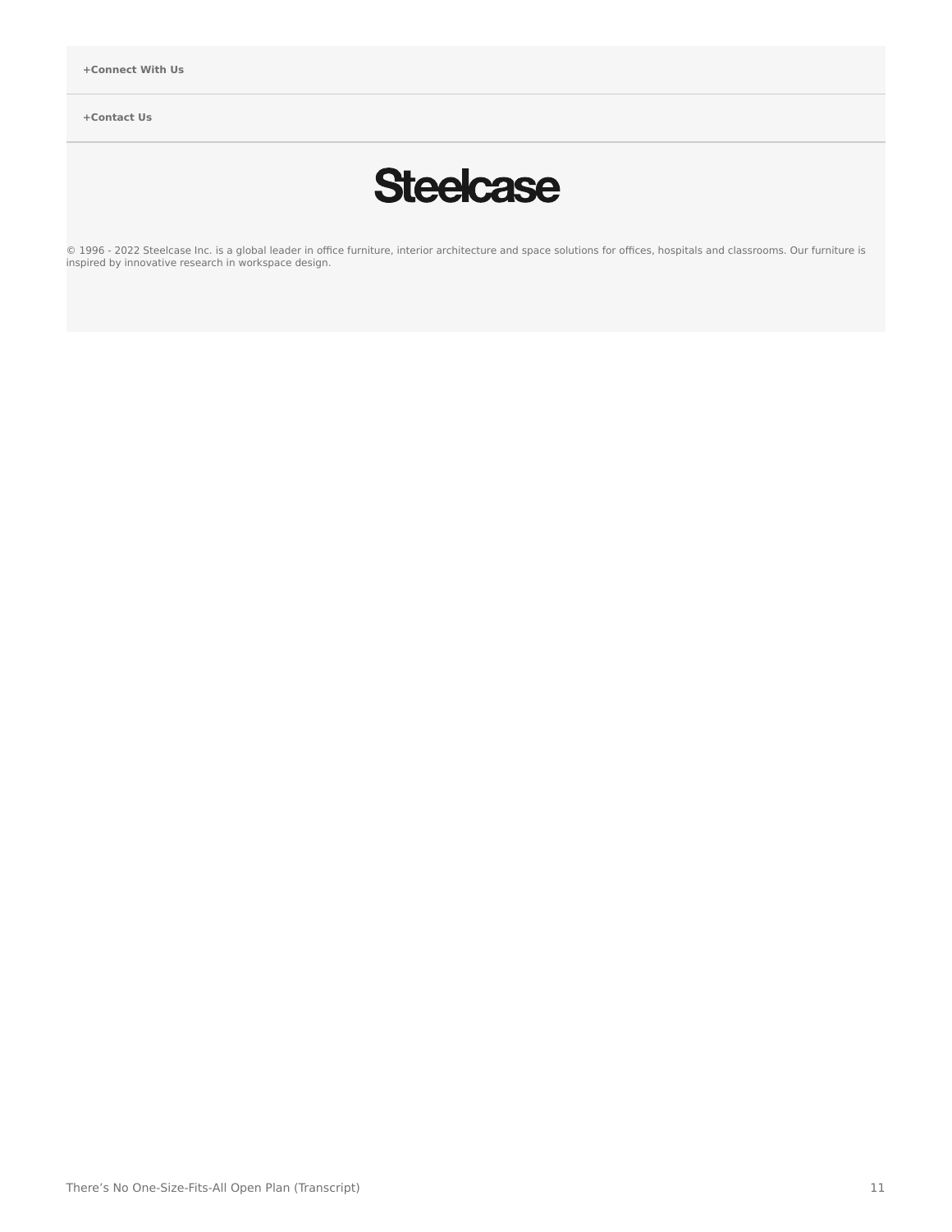**+Connect With Us**

**+Contact Us**

Steelcase

© 1996 - 2022 Steelcase Inc. is a global leader in office furniture, interior architecture and space solutions for offices, hospitals and classrooms. Our furniture is inspired by innovative research in workspace design.